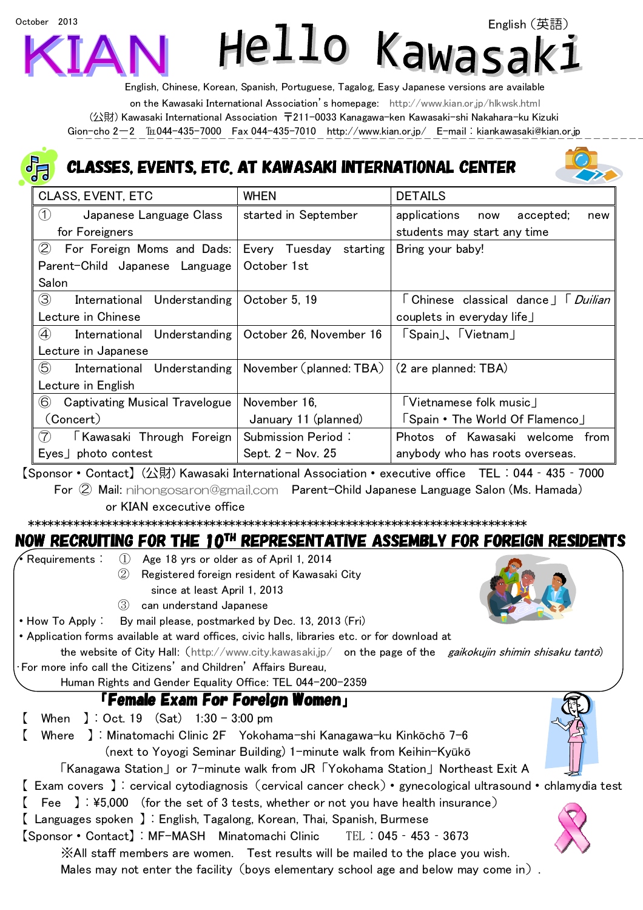October 2013

English（英語）

# KIAN Hello Kawasaki

English, Chinese, Korean, Spanish, Portuguese, Tagalog, Easy Japanese versions are available on the Kawasaki International Association's homepage: http://www.kian.or.jp/hlkwsk.html

(公財) Kawasaki International Association 〒211-0033 Kanagawa-ken Kawasaki-shi Nakahara-ku Kizuki Gion-cho 2―2 ℡044-435-7000 Fax 044-435-7010 http://www.kian.or.jp/ E-mail：kiankawasaki@kian.or.jp

## CLASSES, EVENTS, ETC. AT KAWASAKI INTERNATIONAL CENTER

| CLASS, EVENT, ETC | WHEN | DETAILS |
|---|---|---|
| ① Japanese Language Class for Foreigners | started in September | applications now accepted; new students may start any time |
| ② For Foreign Moms and Dads: Parent-Child Japanese Language Salon | Every Tuesday starting October 1st | Bring your baby! |
| ③ International Understanding Lecture in Chinese | October 5, 19 | 「Chinese classical dance」「*Duilian* couplets in everyday life」 |
| ④ International Understanding Lecture in Japanese | October 26, November 16 | 「Spain」、「Vietnam」 |
| ⑤ International Understanding Lecture in English | November (planned: TBA) | (2 are planned: TBA) |
| ⑥ Captivating Musical Travelogue (Concert) | November 16, January 11 (planned) | 「Vietnamese folk music」 「Spain・The World Of Flamenco」 |
| ⑦ 「Kawasaki Through Foreign Eyes」 photo contest | Submission Period： Sept. 2 – Nov. 25 | Photos of Kawasaki welcome from anybody who has roots overseas. |

【Sponsor・Contact】(公財) Kawasaki International Association・executive office TEL：044 - 435 - 7000
For ② Mail: nihongosaron@gmail.com Parent-Child Japanese Language Salon (Ms. Hamada) or KIAN excecutive office

*************************************************************************************

## NOW RECRUITING FOR THE 10TH REPRESENTATIVE ASSEMBLY FOR FOREIGN RESIDENTS

- Requirements： ① Age 18 yrs or older as of April 1, 2014
  ② Registered foreign resident of Kawasaki City since at least April 1, 2013
  ③ can understand Japanese
- How To Apply： By mail please, postmarked by Dec. 13, 2013 (Fri)
- Application forms available at ward offices, civic halls, libraries etc. or for download at the website of City Hall: (http://www.city.kawasaki.jp/ on the page of the *gaikokujin shimin shisaku tantō*)
- For more info call the Citizens' and Children' Affairs Bureau, Human Rights and Gender Equality Office: TEL 044-200-2359

## 「Female Exam For Foreign Women」

【 When 】: Oct. 19 (Sat) 1:30 – 3:00 pm
【 Where 】: Minatomachi Clinic 2F Yokohama-shi Kanagawa-ku Kinkōchō 7-6 (next to Yoyogi Seminar Building) 1-minute walk from Keihin-Kyūkō 「Kanagawa Station」 or 7-minute walk from JR 「Yokohama Station」 Northeast Exit A
【 Exam covers 】: cervical cytodiagnosis (cervical cancer check)・gynecological ultrasound・chlamydia test
【 Fee 】: ¥5,000 (for the set of 3 tests, whether or not you have health insurance)
【 Languages spoken 】: English, Tagalong, Korean, Thai, Spanish, Burmese
【Sponsor・Contact】: MF-MASH Minatomachi Clinic TEL：045 - 453 - 3673
※All staff members are women. Test results will be mailed to the place you wish. Males may not enter the facility (boys elementary school age and below may come in).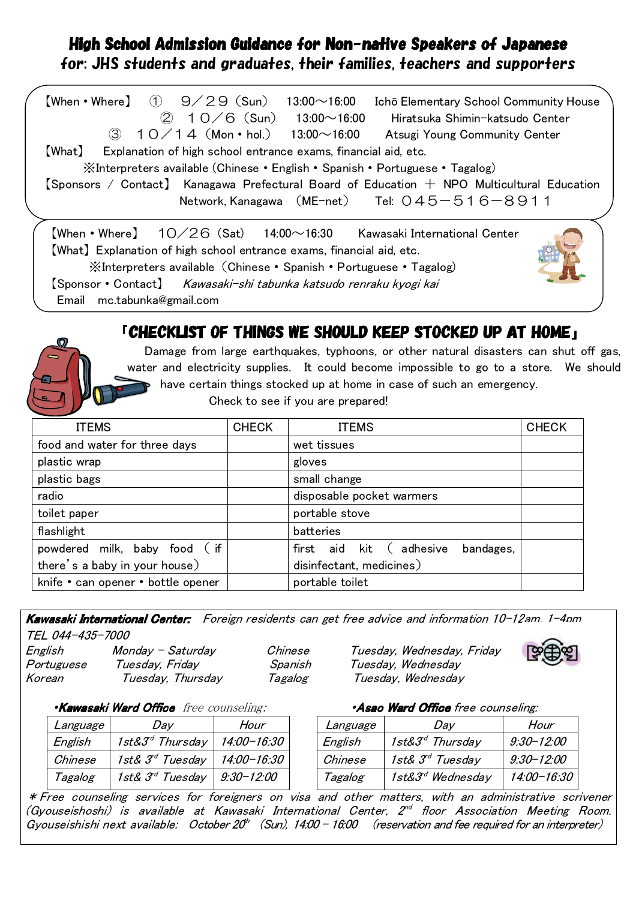# High School Admission Guidance for Non-native Speakers of Japanese

## for: JHS students and graduates, their families, teachers and supporters

【When・Where】 ① ９／２９（Sun） 13:00～16:00 Ichō Elementary School Community House
② １０／６（Sun） 13:00～16:00 Hiratsuka Shimin-katsudo Center
③ １０／１４（Mon・hol.） 13:00～16:00 Atsugi Young Community Center

【What】 Explanation of high school entrance exams, financial aid, etc.
※Interpreters available (Chinese・English・Spanish・Portuguese・Tagalog)

【Sponsors / Contact】 Kanagawa Prefectural Board of Education ＋ NPO Multicultural Education Network, Kanagawa （ME-net） Tel: ０４５－５１６－８９１１

【When・Where】 １０／２６（Sat） 14:00～16:30 Kawasaki International Center

【What】Explanation of high school entrance exams, financial aid, etc.
※Interpreters available（Chinese・Spanish・Portuguese・Tagalog）

【Sponsor・Contact】 *Kawasaki-shi tabunka katsudo renraku kyogi kai*
Email mc.tabunka@gmail.com

## 「CHECKLIST OF THINGS WE SHOULD KEEP STOCKED UP AT HOME」

Damage from large earthquakes, typhoons, or other natural disasters can shut off gas, water and electricity supplies. It could become impossible to go to a store. We should have certain things stocked up at home in case of such an emergency.
Check to see if you are prepared!

| ITEMS | CHECK | ITEMS | CHECK |
|---|---|---|---|
| food and water for three days | | wet tissues | |
| plastic wrap | | gloves | |
| plastic bags | | small change | |
| radio | | disposable pocket warmers | |
| toilet paper | | portable stove | |
| flashlight | | batteries | |
| powdered milk, baby food（if there's a baby in your house） | | first aid kit（adhesive bandages, disinfectant, medicines） | |
| knife・can opener・bottle opener | | portable toilet | |

***Kawasaki International Center:*** *Foreign residents can get free advice and information 10-12am, 1-4pm*
*TEL 044-435-7000*

| | | | |
|---|---|---|---|
| *English* | *Monday – Saturday* | *Chinese* | *Tuesday, Wednesday, Friday* |
| *Portuguese* | *Tuesday, Friday* | *Spanish* | *Tuesday, Wednesday* |
| *Korean* | *Tuesday, Thursday* | *Tagalog* | *Tuesday, Wednesday* |

・***Kawasaki Ward Office*** *free counseling:*

| *Language* | *Day* | *Hour* |
|---|---|---|
| *English* | *1st&3rd Thursday* | *14:00-16:30* |
| *Chinese* | *1st& 3rd Tuesday* | *14:00-16:30* |
| *Tagalog* | *1st& 3rd Tuesday* | *9:30-12:00* |

・***Asao Ward Office*** *free counseling:*

| *Language* | *Day* | *Hour* |
|---|---|---|
| *English* | *1st&3rd Thursday* | *9:30-12:00* |
| *Chinese* | *1st& 3rd Tuesday* | *9:30-12:00* |
| *Tagalog* | *1st&3rd Wednesday* | *14:00-16:30* |

*＊Free counseling services for foreigners on visa and other matters, with an administrative scrivener (Gyouseishoshi) is available at Kawasaki International Center, 2nd floor Association Meeting Room. Gyouseishishi next available: October 20th (Sun), 14:00 – 16:00 (reservation and fee required for an interpreter)*